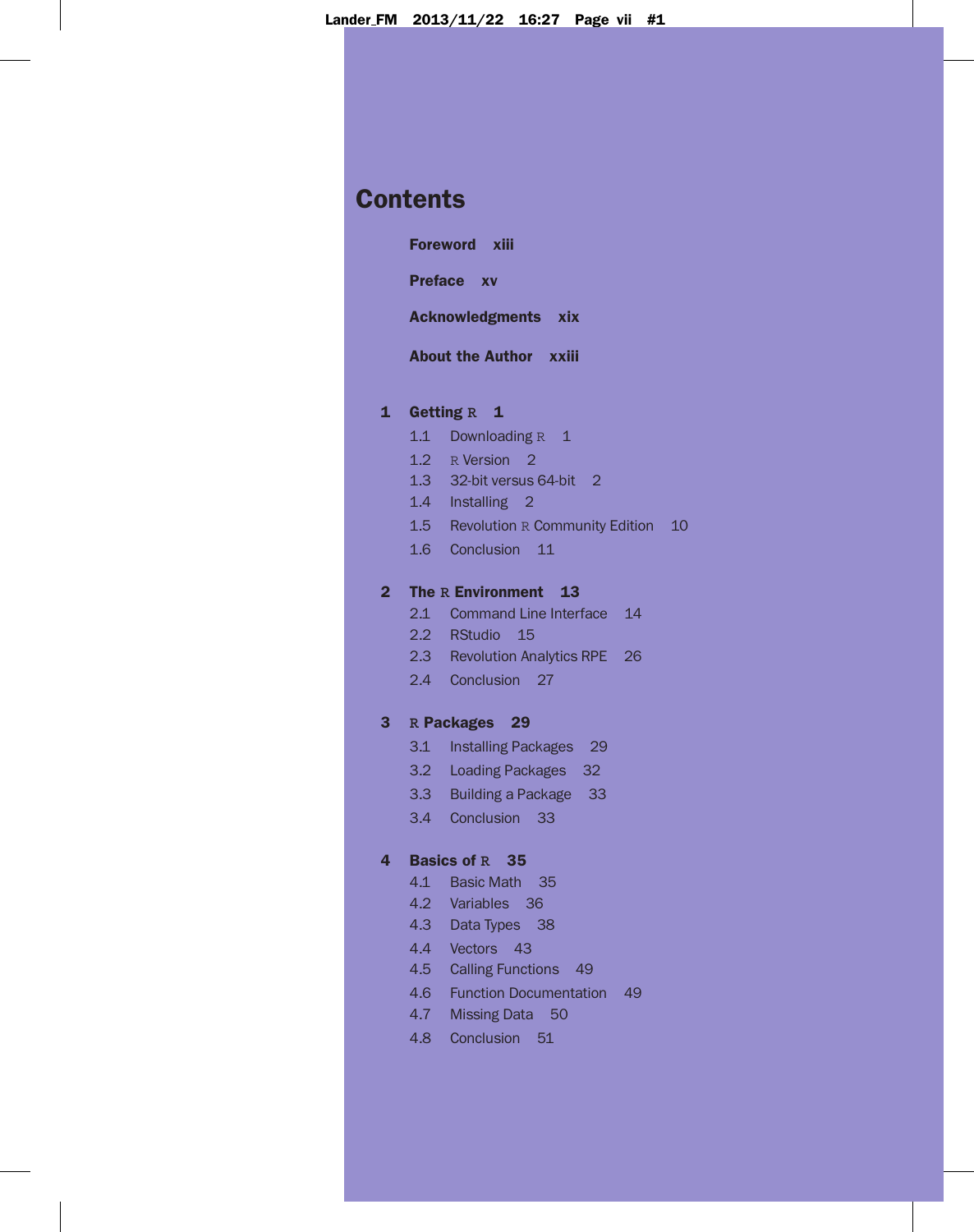# Contents

**Foreword xiii**

**Preface xv**

**Acknowledgments xix**

**About the Author xxiii**

**1 Getting R 1**

- 1.1 Downloading R 1
- 1.2 R Version 2
- 1.3 32-bit versus 64-bit 2
- 1.4 Installing 2
- 1.5 Revolution R Community Edition 10
- 1.6 Conclusion 11

**2 The R Environment 13**

- 2.1 Command Line Interface 14
- 2.2 RStudio 15
- 2.3 Revolution Analytics RPE 26
- 2.4 Conclusion 27

**3 R Packages 29**

- 3.1 Installing Packages 29
- 3.2 Loading Packages 32
- 3.3 Building a Package 33
- 3.4 Conclusion 33

**4 Basics of R 35**

- 4.1 Basic Math 35
- 4.2 Variables 36
- 4.3 Data Types 38
- 4.4 Vectors 43
- 4.5 Calling Functions 49
- 4.6 Function Documentation 49
- 4.7 Missing Data 50
- 4.8 Conclusion 51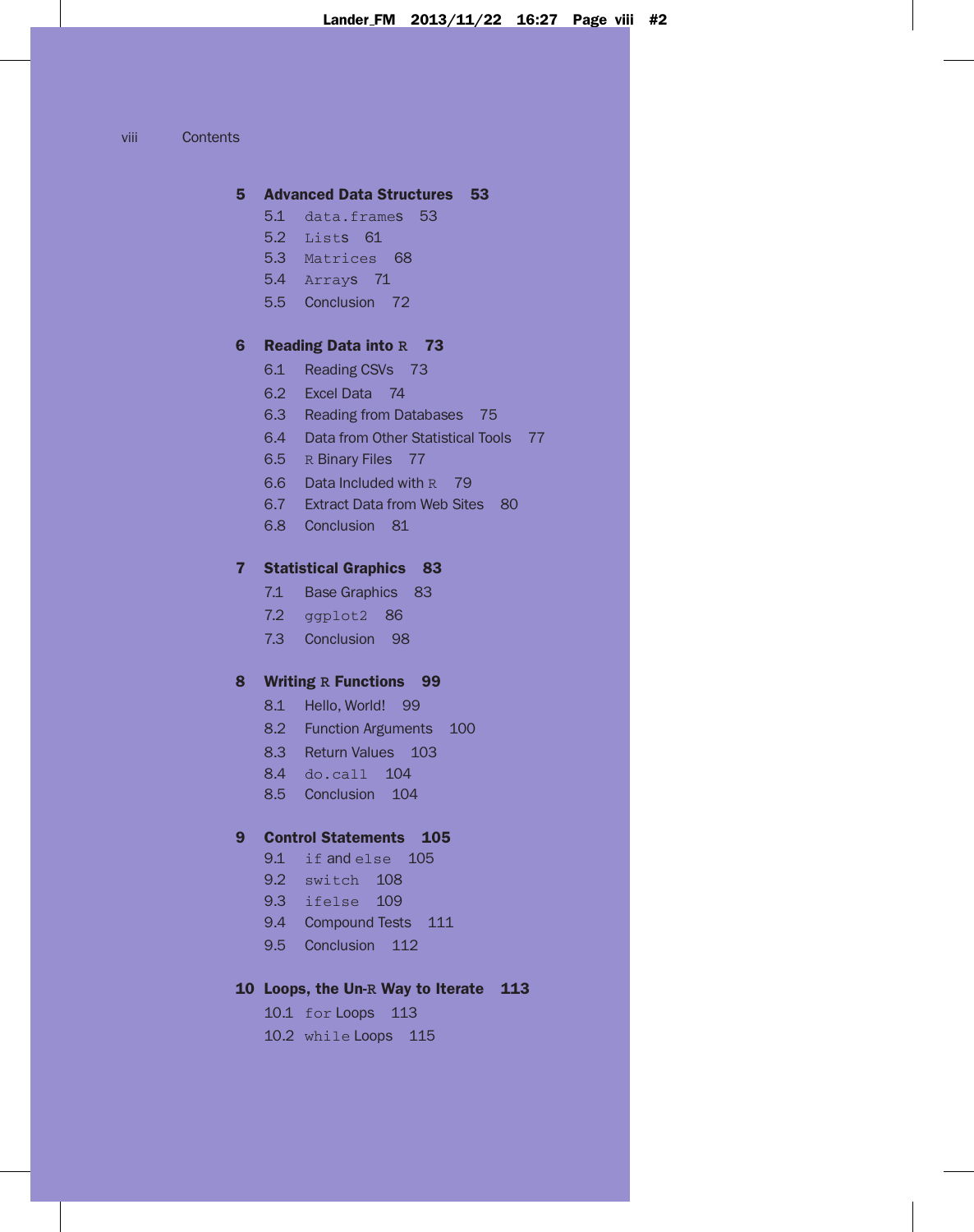**5 Advanced Data Structures 53**

- 5.1 `data.frame`s 53
- 5.2 `List`s 61
- 5.3 `Matrices` 68
- 5.4 `Array`s 71
- 5.5 Conclusion 72

**6 Reading Data into R 73**

- 6.1 Reading CSVs 73
- 6.2 Excel Data 74
- 6.3 Reading from Databases 75
- 6.4 Data from Other Statistical Tools 77
- 6.5 R Binary Files 77
- 6.6 Data Included with R 79
- 6.7 Extract Data from Web Sites 80
- 6.8 Conclusion 81

**7 Statistical Graphics 83**

- 7.1 Base Graphics 83
- 7.2 `ggplot2` 86
- 7.3 Conclusion 98

**8 Writing R Functions 99**

- 8.1 Hello, World! 99
- 8.2 Function Arguments 100
- 8.3 Return Values 103
- 8.4 `do.call` 104
- 8.5 Conclusion 104

**9 Control Statements 105**

- 9.1 `if` and `else` 105
- 9.2 `switch` 108
- 9.3 `ifelse` 109
- 9.4 Compound Tests 111
- 9.5 Conclusion 112

**10 Loops, the Un-R Way to Iterate 113**

- 10.1 `for` Loops 113
- 10.2 `while` Loops 115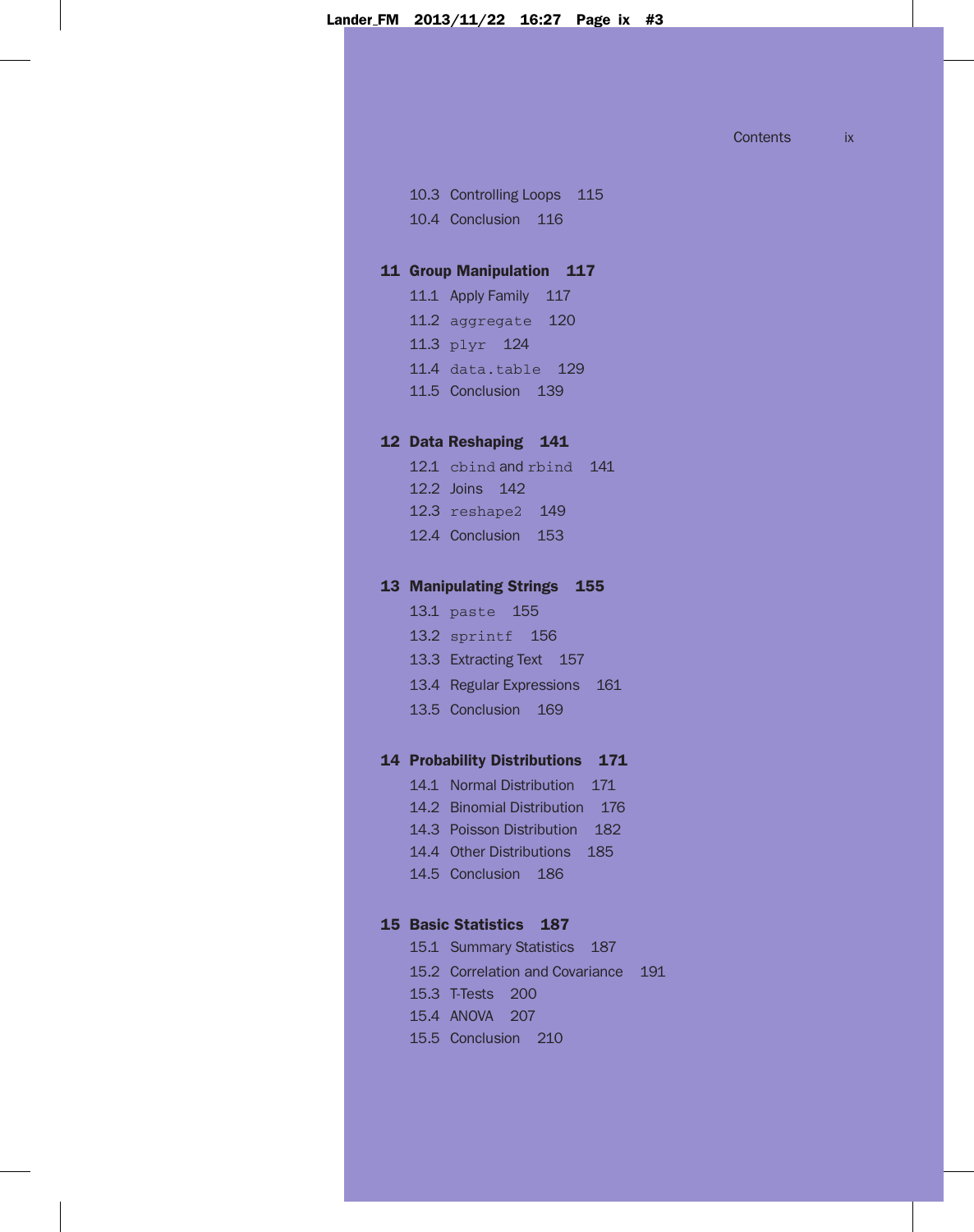10.3 Controlling Loops 115
10.4 Conclusion 116

**11 Group Manipulation 117**

11.1 Apply Family 117
11.2 `aggregate` 120
11.3 `plyr` 124
11.4 `data.table` 129
11.5 Conclusion 139

**12 Data Reshaping 141**

12.1 `cbind` and `rbind` 141
12.2 Joins 142
12.3 `reshape2` 149
12.4 Conclusion 153

**13 Manipulating Strings 155**

13.1 `paste` 155
13.2 `sprintf` 156
13.3 Extracting Text 157
13.4 Regular Expressions 161
13.5 Conclusion 169

**14 Probability Distributions 171**

14.1 Normal Distribution 171
14.2 Binomial Distribution 176
14.3 Poisson Distribution 182
14.4 Other Distributions 185
14.5 Conclusion 186

**15 Basic Statistics 187**

15.1 Summary Statistics 187
15.2 Correlation and Covariance 191
15.3 T-Tests 200
15.4 ANOVA 207
15.5 Conclusion 210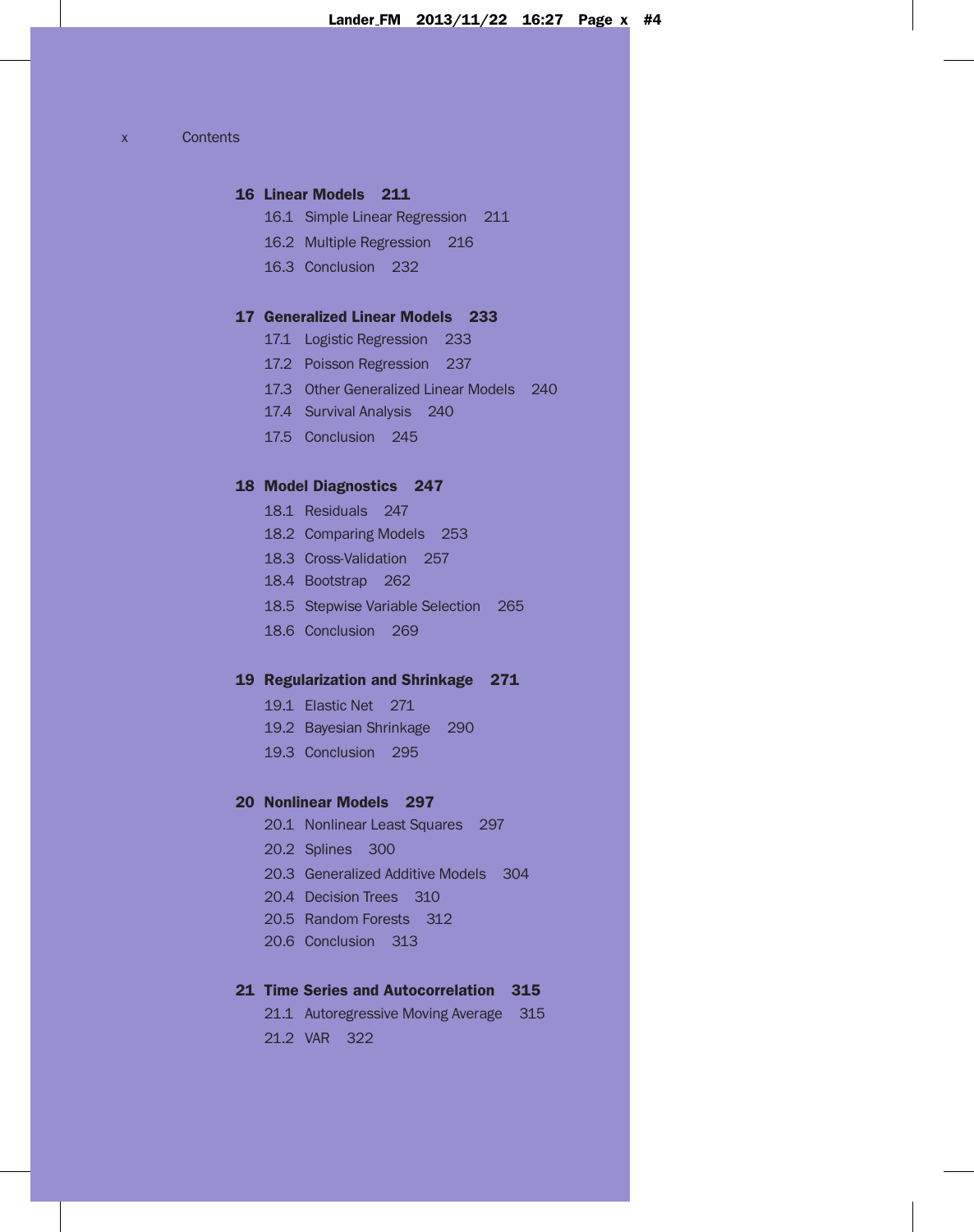**16 Linear Models 211**

- 16.1 Simple Linear Regression 211
- 16.2 Multiple Regression 216
- 16.3 Conclusion 232

**17 Generalized Linear Models 233**

- 17.1 Logistic Regression 233
- 17.2 Poisson Regression 237
- 17.3 Other Generalized Linear Models 240
- 17.4 Survival Analysis 240
- 17.5 Conclusion 245

**18 Model Diagnostics 247**

- 18.1 Residuals 247
- 18.2 Comparing Models 253
- 18.3 Cross-Validation 257
- 18.4 Bootstrap 262
- 18.5 Stepwise Variable Selection 265
- 18.6 Conclusion 269

**19 Regularization and Shrinkage 271**

- 19.1 Elastic Net 271
- 19.2 Bayesian Shrinkage 290
- 19.3 Conclusion 295

**20 Nonlinear Models 297**

- 20.1 Nonlinear Least Squares 297
- 20.2 Splines 300
- 20.3 Generalized Additive Models 304
- 20.4 Decision Trees 310
- 20.5 Random Forests 312
- 20.6 Conclusion 313

**21 Time Series and Autocorrelation 315**

- 21.1 Autoregressive Moving Average 315
- 21.2 VAR 322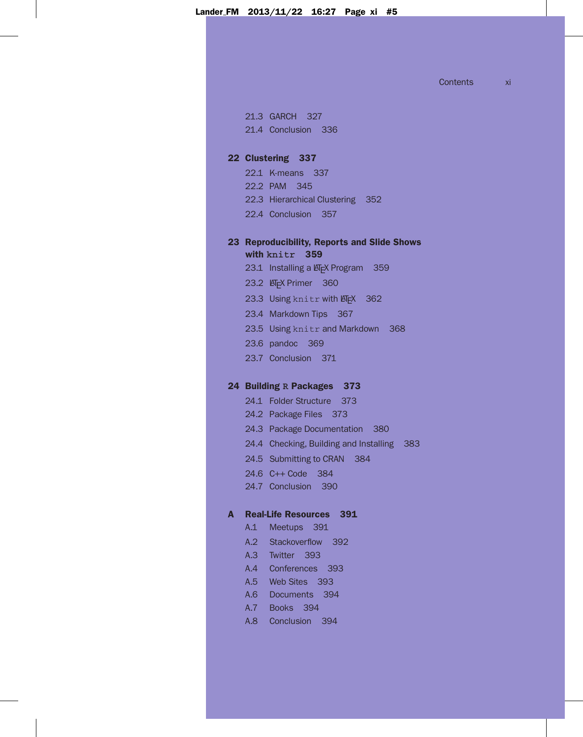21.3 GARCH 327
21.4 Conclusion 336

**22 Clustering 337**

22.1 K-means 337
22.2 PAM 345
22.3 Hierarchical Clustering 352
22.4 Conclusion 357

**23 Reproducibility, Reports and Slide Shows with `knitr` 359**

23.1 Installing a LaTeX Program 359
23.2 LaTeX Primer 360
23.3 Using `knitr` with LaTeX 362
23.4 Markdown Tips 367
23.5 Using `knitr` and Markdown 368
23.6 pandoc 369
23.7 Conclusion 371

**24 Building R Packages 373**

24.1 Folder Structure 373
24.2 Package Files 373
24.3 Package Documentation 380
24.4 Checking, Building and Installing 383
24.5 Submitting to CRAN 384
24.6 C++ Code 384
24.7 Conclusion 390

**A Real-Life Resources 391**

A.1 Meetups 391
A.2 Stackoverflow 392
A.3 Twitter 393
A.4 Conferences 393
A.5 Web Sites 393
A.6 Documents 394
A.7 Books 394
A.8 Conclusion 394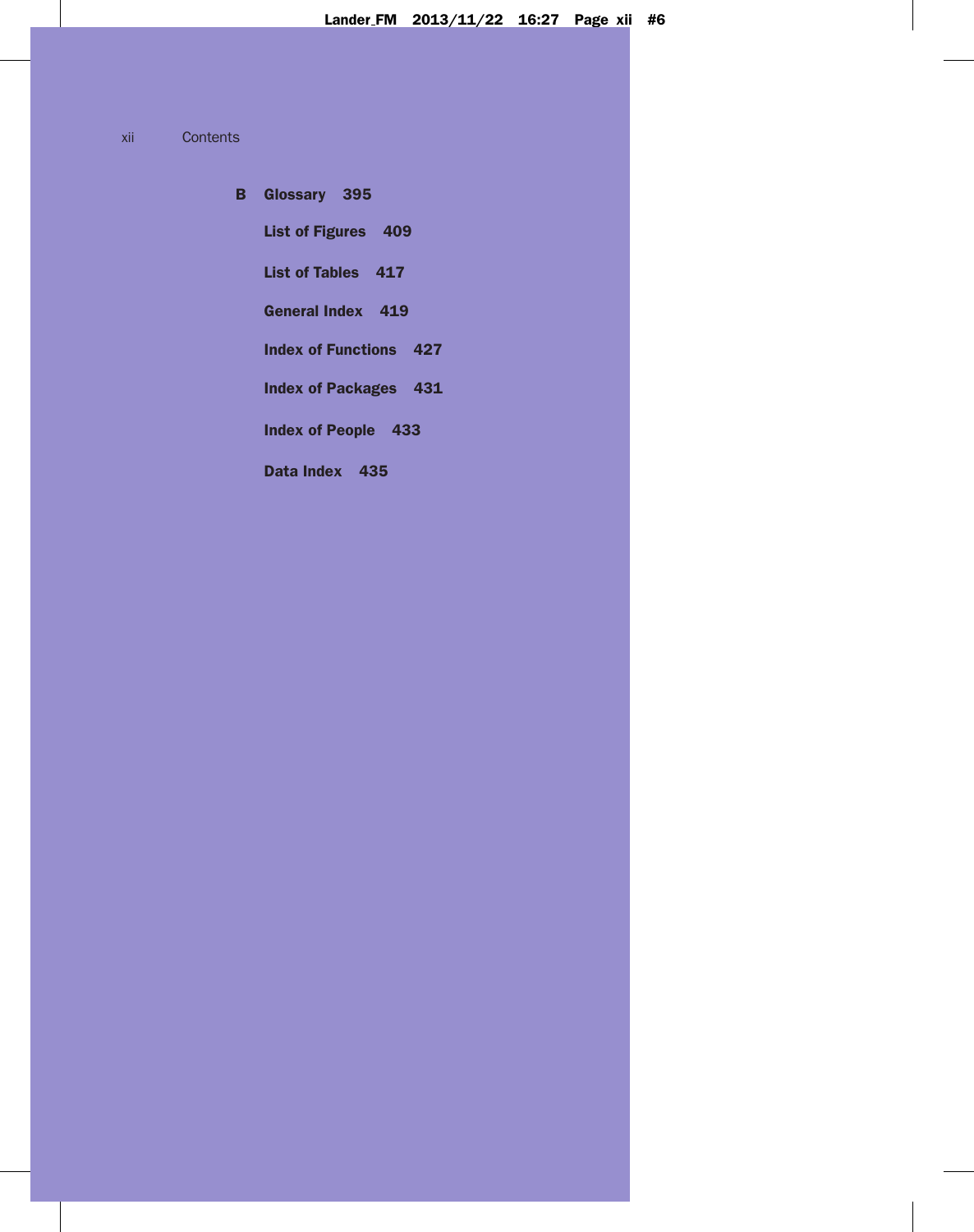**B Glossary 395**

**List of Figures 409**

**List of Tables 417**

**General Index 419**

**Index of Functions 427**

**Index of Packages 431**

**Index of People 433**

**Data Index 435**